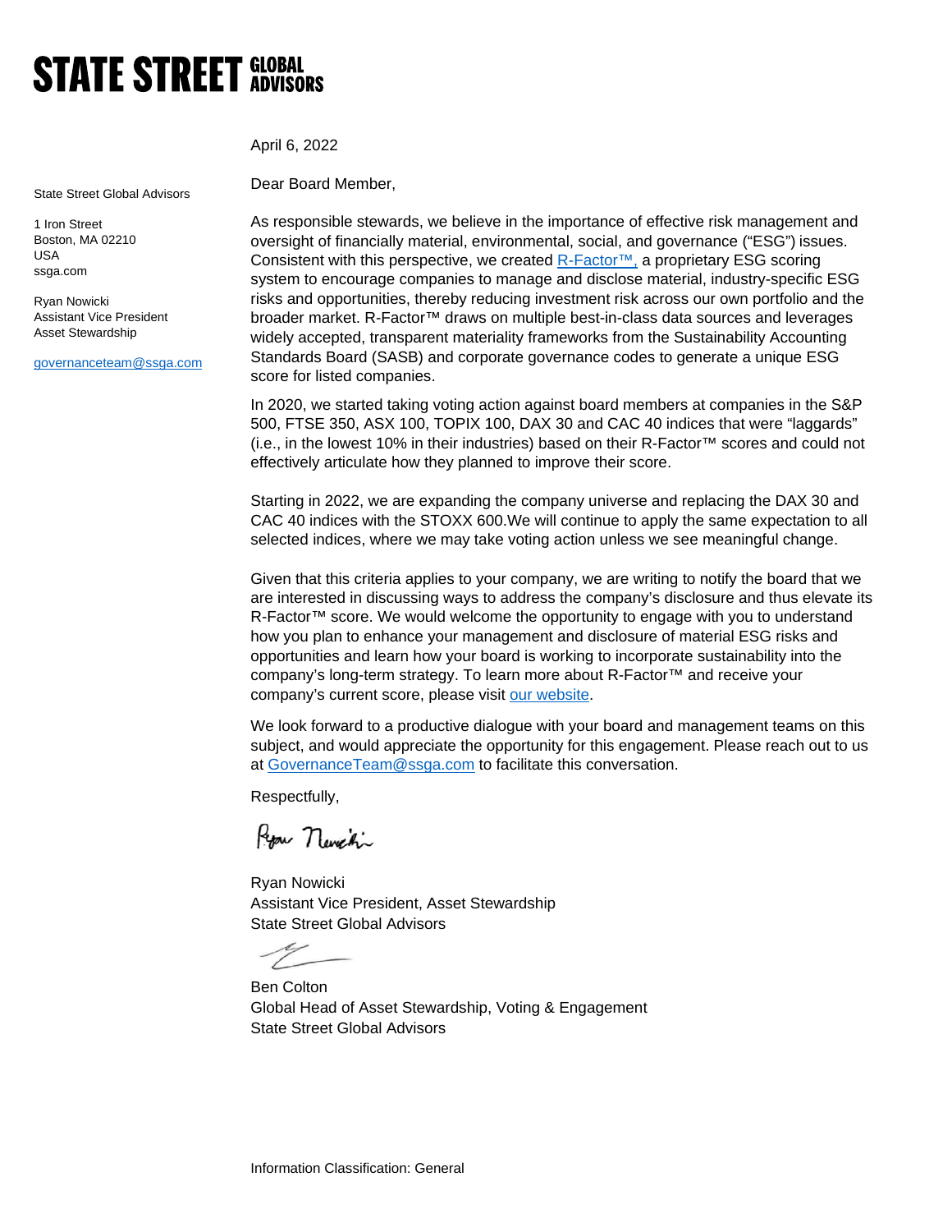# STATE STREET GLOBAL ADVISORS

State Street Global Advisors

1 Iron Street
Boston, MA 02210
USA
ssga.com

Ryan Nowicki
Assistant Vice President
Asset Stewardship

governanceteam@ssga.com

April 6, 2022

Dear Board Member,

As responsible stewards, we believe in the importance of effective risk management and oversight of financially material, environmental, social, and governance ("ESG") issues. Consistent with this perspective, we created R-Factor™, a proprietary ESG scoring system to encourage companies to manage and disclose material, industry-specific ESG risks and opportunities, thereby reducing investment risk across our own portfolio and the broader market. R-Factor™ draws on multiple best-in-class data sources and leverages widely accepted, transparent materiality frameworks from the Sustainability Accounting Standards Board (SASB) and corporate governance codes to generate a unique ESG score for listed companies.

In 2020, we started taking voting action against board members at companies in the S&P 500, FTSE 350, ASX 100, TOPIX 100, DAX 30 and CAC 40 indices that were "laggards" (i.e., in the lowest 10% in their industries) based on their R-Factor™ scores and could not effectively articulate how they planned to improve their score.

Starting in 2022, we are expanding the company universe and replacing the DAX 30 and CAC 40 indices with the STOXX 600.We will continue to apply the same expectation to all selected indices, where we may take voting action unless we see meaningful change.

Given that this criteria applies to your company, we are writing to notify the board that we are interested in discussing ways to address the company's disclosure and thus elevate its R-Factor™ score. We would welcome the opportunity to engage with you to understand how you plan to enhance your management and disclosure of material ESG risks and opportunities and learn how your board is working to incorporate sustainability into the company's long-term strategy. To learn more about R-Factor™ and receive your company's current score, please visit our website.

We look forward to a productive dialogue with your board and management teams on this subject, and would appreciate the opportunity for this engagement. Please reach out to us at GovernanceTeam@ssga.com to facilitate this conversation.

Respectfully,

Ryan Nowicki
Assistant Vice President, Asset Stewardship
State Street Global Advisors

Ben Colton
Global Head of Asset Stewardship, Voting & Engagement
State Street Global Advisors

Information Classification: General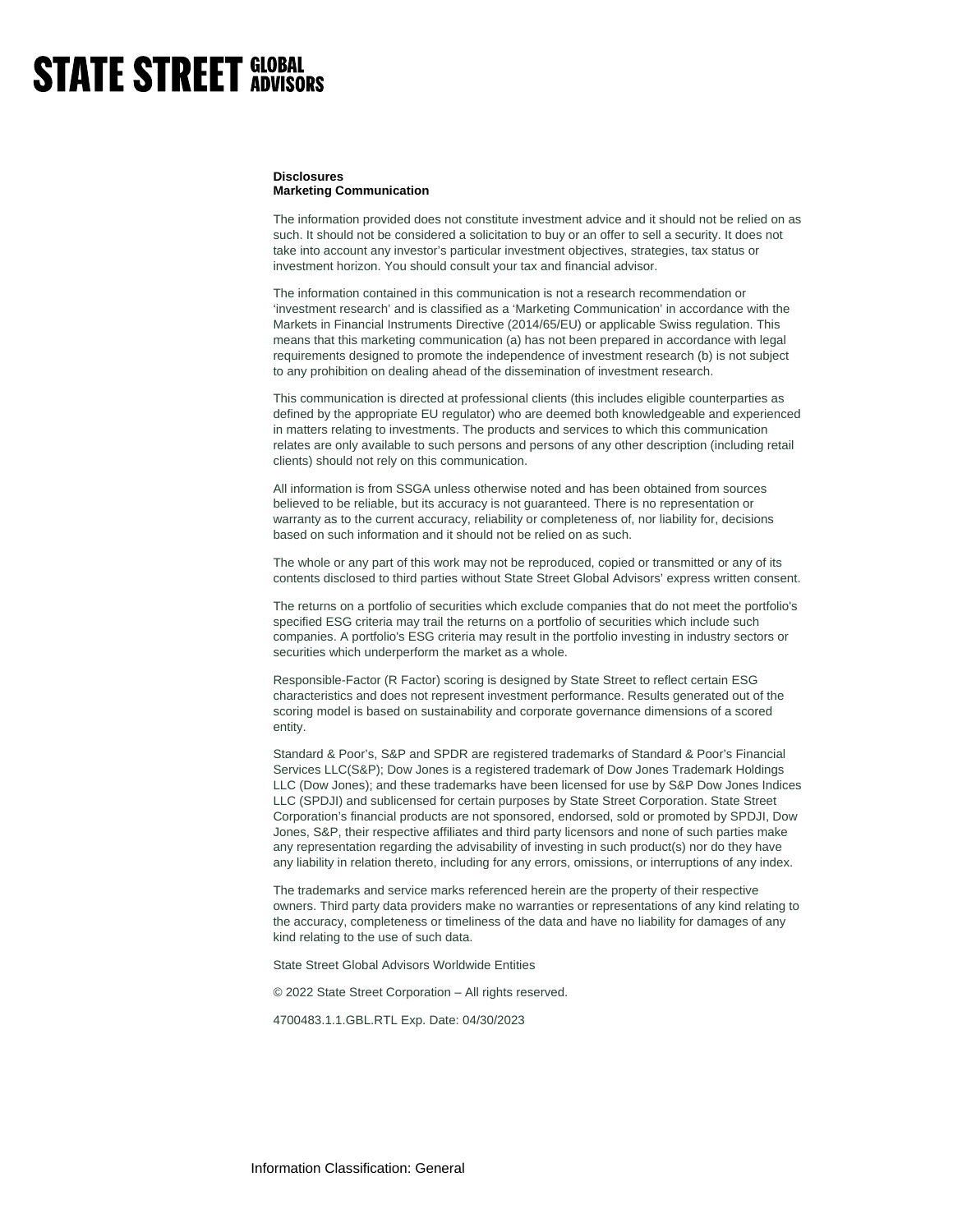**Disclosures**
**Marketing Communication**

The information provided does not constitute investment advice and it should not be relied on as such. It should not be considered a solicitation to buy or an offer to sell a security. It does not take into account any investor's particular investment objectives, strategies, tax status or investment horizon. You should consult your tax and financial advisor.

The information contained in this communication is not a research recommendation or 'investment research' and is classified as a 'Marketing Communication' in accordance with the Markets in Financial Instruments Directive (2014/65/EU) or applicable Swiss regulation. This means that this marketing communication (a) has not been prepared in accordance with legal requirements designed to promote the independence of investment research (b) is not subject to any prohibition on dealing ahead of the dissemination of investment research.

This communication is directed at professional clients (this includes eligible counterparties as defined by the appropriate EU regulator) who are deemed both knowledgeable and experienced in matters relating to investments. The products and services to which this communication relates are only available to such persons and persons of any other description (including retail clients) should not rely on this communication.

All information is from SSGA unless otherwise noted and has been obtained from sources believed to be reliable, but its accuracy is not guaranteed. There is no representation or warranty as to the current accuracy, reliability or completeness of, nor liability for, decisions based on such information and it should not be relied on as such.

The whole or any part of this work may not be reproduced, copied or transmitted or any of its contents disclosed to third parties without State Street Global Advisors' express written consent.

The returns on a portfolio of securities which exclude companies that do not meet the portfolio's specified ESG criteria may trail the returns on a portfolio of securities which include such companies. A portfolio's ESG criteria may result in the portfolio investing in industry sectors or securities which underperform the market as a whole.

Responsible-Factor (R Factor) scoring is designed by State Street to reflect certain ESG characteristics and does not represent investment performance. Results generated out of the scoring model is based on sustainability and corporate governance dimensions of a scored entity.

Standard & Poor's, S&P and SPDR are registered trademarks of Standard & Poor's Financial Services LLC(S&P); Dow Jones is a registered trademark of Dow Jones Trademark Holdings LLC (Dow Jones); and these trademarks have been licensed for use by S&P Dow Jones Indices LLC (SPDJI) and sublicensed for certain purposes by State Street Corporation. State Street Corporation's financial products are not sponsored, endorsed, sold or promoted by SPDJI, Dow Jones, S&P, their respective affiliates and third party licensors and none of such parties make any representation regarding the advisability of investing in such product(s) nor do they have any liability in relation thereto, including for any errors, omissions, or interruptions of any index.

The trademarks and service marks referenced herein are the property of their respective owners. Third party data providers make no warranties or representations of any kind relating to the accuracy, completeness or timeliness of the data and have no liability for damages of any kind relating to the use of such data.

State Street Global Advisors Worldwide Entities

© 2022 State Street Corporation – All rights reserved.

4700483.1.1.GBL.RTL Exp. Date: 04/30/2023

Information Classification: General